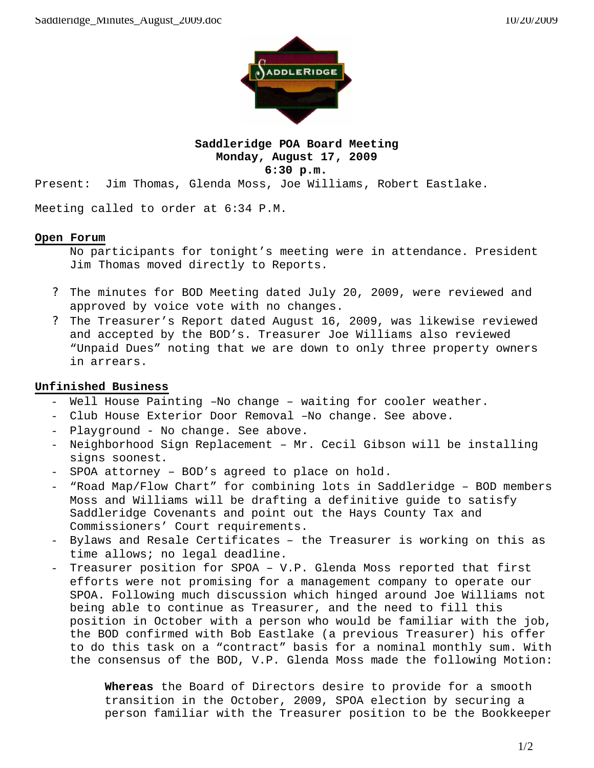**Saddleridge POA Board Meeting**
**Monday, August 17, 2009**
**6:30 p.m.**

Present: Jim Thomas, Glenda Moss, Joe Williams, Robert Eastlake.

Meeting called to order at 6:34 P.M.

## Open Forum

No participants for tonight's meeting were in attendance. President Jim Thomas moved directly to Reports.

- ? The minutes for BOD Meeting dated July 20, 2009, were reviewed and approved by voice vote with no changes.
- ? The Treasurer's Report dated August 16, 2009, was likewise reviewed and accepted by the BOD's. Treasurer Joe Williams also reviewed "Unpaid Dues" noting that we are down to only three property owners in arrears.

## Unfinished Business

- Well House Painting –No change – waiting for cooler weather.
- Club House Exterior Door Removal –No change. See above.
- Playground - No change. See above.
- Neighborhood Sign Replacement – Mr. Cecil Gibson will be installing signs soonest.
- SPOA attorney – BOD's agreed to place on hold.
- "Road Map/Flow Chart" for combining lots in Saddleridge – BOD members Moss and Williams will be drafting a definitive guide to satisfy Saddleridge Covenants and point out the Hays County Tax and Commissioners' Court requirements.
- Bylaws and Resale Certificates – the Treasurer is working on this as time allows; no legal deadline.
- Treasurer position for SPOA – V.P. Glenda Moss reported that first efforts were not promising for a management company to operate our SPOA. Following much discussion which hinged around Joe Williams not being able to continue as Treasurer, and the need to fill this position in October with a person who would be familiar with the job, the BOD confirmed with Bob Eastlake (a previous Treasurer) his offer to do this task on a "contract" basis for a nominal monthly sum. With the consensus of the BOD, V.P. Glenda Moss made the following Motion:

> **Whereas** the Board of Directors desire to provide for a smooth transition in the October, 2009, SPOA election by securing a person familiar with the Treasurer position to be the Bookkeeper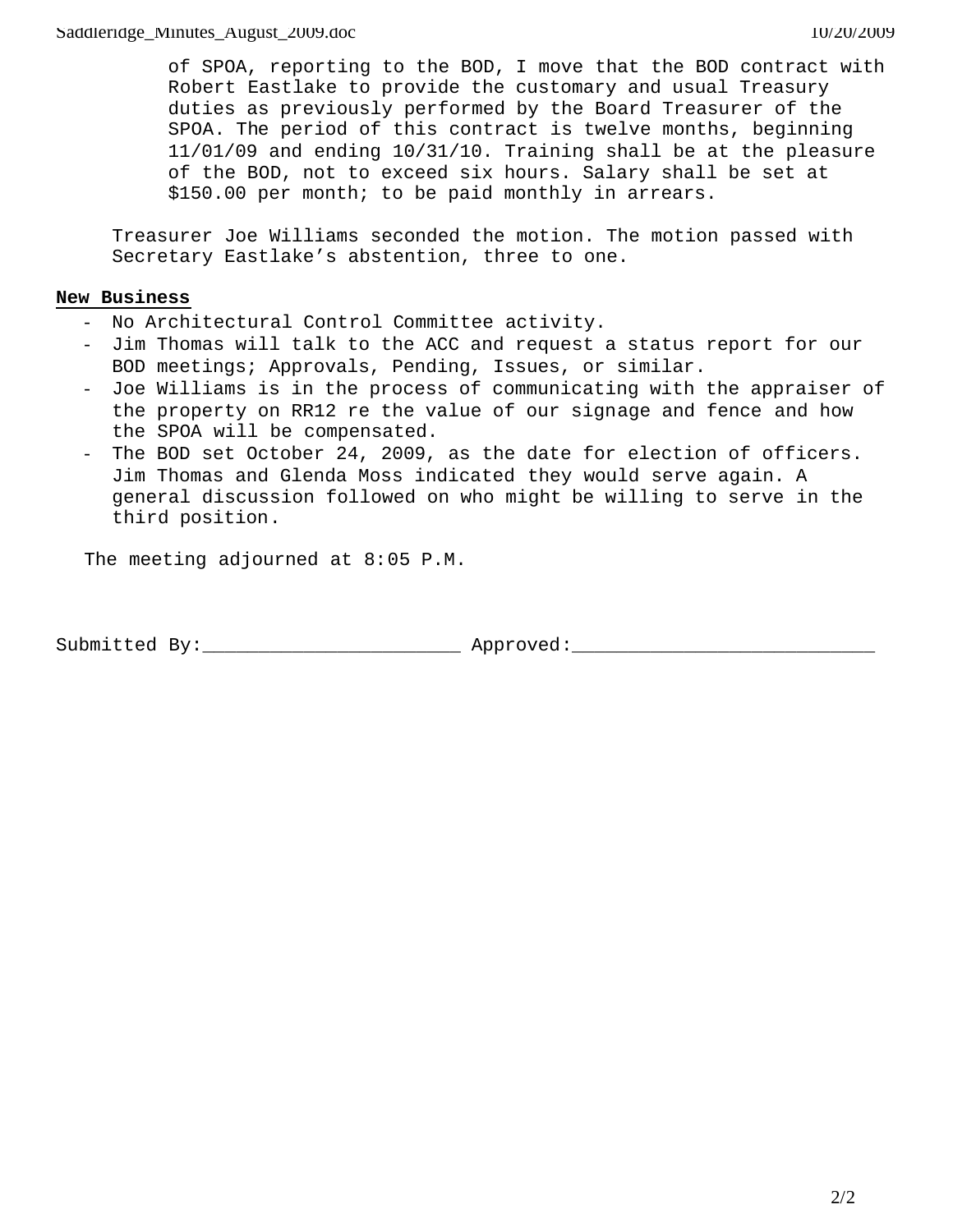of SPOA, reporting to the BOD, I move that the BOD contract with Robert Eastlake to provide the customary and usual Treasury duties as previously performed by the Board Treasurer of the SPOA. The period of this contract is twelve months, beginning 11/01/09 and ending 10/31/10. Training shall be at the pleasure of the BOD, not to exceed six hours. Salary shall be set at $150.00 per month; to be paid monthly in arrears.

Treasurer Joe Williams seconded the motion. The motion passed with Secretary Eastlake's abstention, three to one.

**New Business**

- No Architectural Control Committee activity.
- Jim Thomas will talk to the ACC and request a status report for our BOD meetings; Approvals, Pending, Issues, or similar.
- Joe Williams is in the process of communicating with the appraiser of the property on RR12 re the value of our signage and fence and how the SPOA will be compensated.
- The BOD set October 24, 2009, as the date for election of officers. Jim Thomas and Glenda Moss indicated they would serve again. A general discussion followed on who might be willing to serve in the third position.

The meeting adjourned at 8:05 P.M.

Submitted By:_______________________ Approved:___________________________